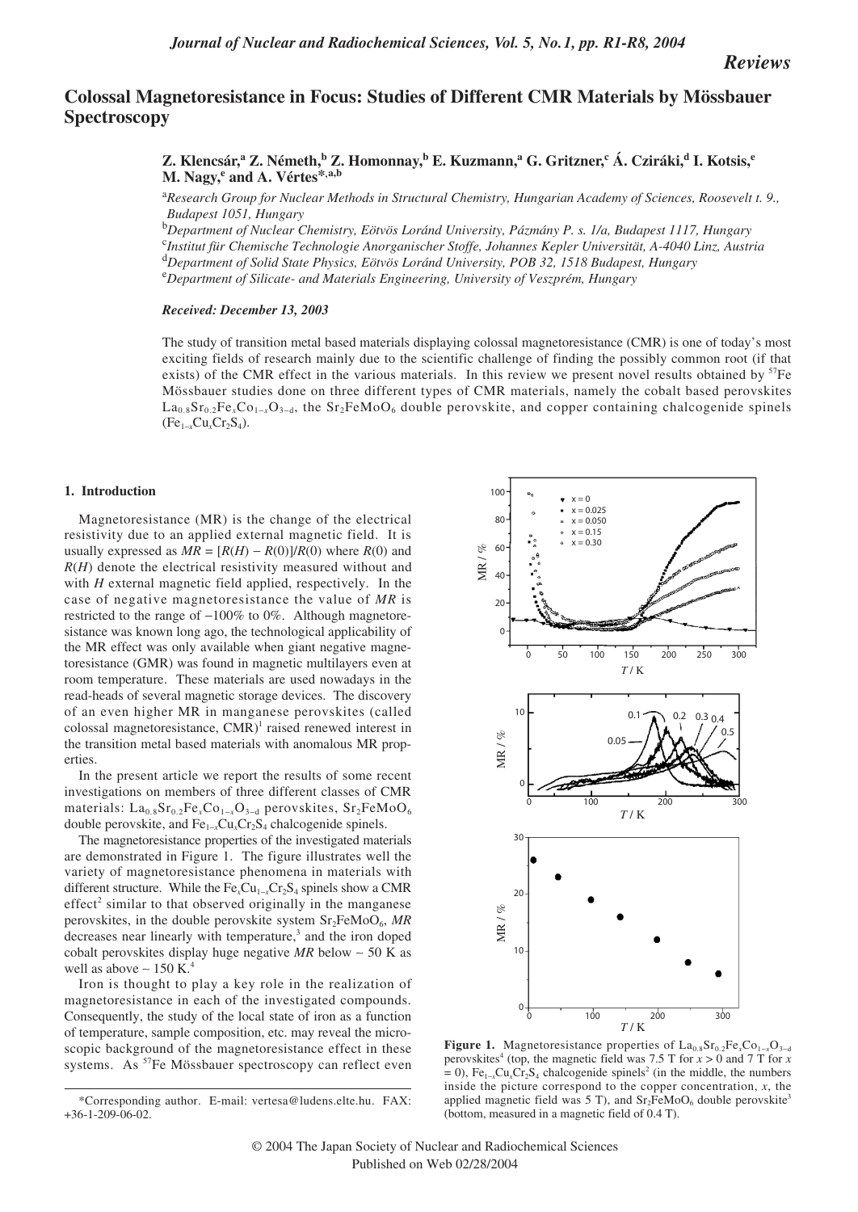*Reviews*

# Colossal Magnetoresistance in Focus: Studies of Different CMR Materials by Mössbauer Spectroscopy

**Z. Klencsár,[a] Z. Németh,[b] Z. Homonnay,[b] E. Kuzmann,[a] G. Gritzner,[c] Á. Cziráki,[d] I. Kotsis,[e] M. Nagy,[e] and A. Vértes*,[a,b]**

[a]*Research Group for Nuclear Methods in Structural Chemistry, Hungarian Academy of Sciences, Roosevelt t. 9., Budapest 1051, Hungary*

[b]*Department of Nuclear Chemistry, Eötvös Loránd University, Pázmány P. s. 1/a, Budapest 1117, Hungary*

[c]*Institut für Chemische Technologie Anorganischer Stoffe, Johannes Kepler Universität, A-4040 Linz, Austria*

[d]*Department of Solid State Physics, Eötvös Loránd University, POB 32, 1518 Budapest, Hungary*

[e]*Department of Silicate- and Materials Engineering, University of Veszprém, Hungary*

***Received: December 13, 2003***

The study of transition metal based materials displaying colossal magnetoresistance (CMR) is one of today's most exciting fields of research mainly due to the scientific challenge of finding the possibly common root (if that exists) of the CMR effect in the various materials. In this review we present novel results obtained by $^{57}$Fe Mössbauer studies done on three different types of CMR materials, namely the cobalt based perovskites $La_{0.8}Sr_{0.2}Fe_xCo_{1-x}O_{3-d}$, the $Sr_2FeMoO_6$ double perovskite, and copper containing chalcogenide spinels ($Fe_{1-x}Cu_xCr_2S_4$).

## 1. Introduction

Magnetoresistance (MR) is the change of the electrical resistivity due to an applied external magnetic field. It is usually expressed as $MR = [R(H) - R(0)]/R(0)$ where $R(0)$ and $R(H)$ denote the electrical resistivity measured without and with $H$ external magnetic field applied, respectively. In the case of negative magnetoresistance the value of $MR$ is restricted to the range of −100% to 0%. Although magnetoresistance was known long ago, the technological applicability of the MR effect was only available when giant negative magnetoresistance (GMR) was found in magnetic multilayers even at room temperature. These materials are used nowadays in the read-heads of several magnetic storage devices. The discovery of an even higher MR in manganese perovskites (called colossal magnetoresistance, CMR)[1] raised renewed interest in the transition metal based materials with anomalous MR properties.

In the present article we report the results of some recent investigations on members of three different classes of CMR materials: $La_{0.8}Sr_{0.2}Fe_xCo_{1-x}O_{3-d}$ perovskites, $Sr_2FeMoO_6$ double perovskite, and $Fe_{1-x}Cu_xCr_2S_4$ chalcogenide spinels.

The magnetoresistance properties of the investigated materials are demonstrated in Figure 1. The figure illustrates well the variety of magnetoresistance phenomena in materials with different structure. While the $Fe_xCu_{1-x}Cr_2S_4$ spinels show a CMR effect[2] similar to that observed originally in the manganese perovskites, in the double perovskite system $Sr_2FeMoO_6$, $MR$ decreases near linearly with temperature,[3] and the iron doped cobalt perovskites display huge negative $MR$ below ~ 50 K as well as above ~ 150 K.[4]

Iron is thought to play a key role in the realization of magnetoresistance in each of the investigated compounds. Consequently, the study of the local state of iron as a function of temperature, sample composition, etc. may reveal the microscopic background of the magnetoresistance effect in these systems. As $^{57}$Fe Mössbauer spectroscopy can reflect even

**Figure 1.** Magnetoresistance properties of $La_{0.8}Sr_{0.2}Fe_xCo_{1-x}O_{3-d}$ perovskites[4] (top, the magnetic field was 7.5 T for $x > 0$ and 7 T for $x = 0$), $Fe_{1-x}Cu_xCr_2S_4$ chalcogenide spinels[2] (in the middle, the numbers inside the picture correspond to the copper concentration, $x$, the applied magnetic field was 5 T), and $Sr_2FeMoO_6$ double perovskite[3] (bottom, measured in a magnetic field of 0.4 T).

*Corresponding author. E-mail: vertesa@ludens.elte.hu. FAX: +36-1-209-06-02.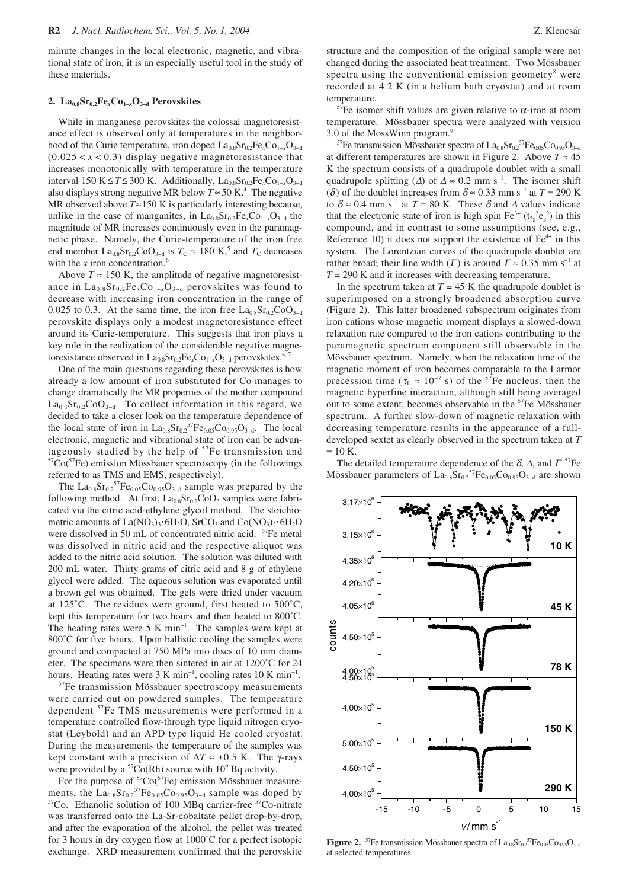minute changes in the local electronic, magnetic, and vibrational state of iron, it is an especially useful tool in the study of these materials.

## 2. $La_{0.8}Sr_{0.2}Fe_xCo_{1-x}O_{3-d}$ Perovskites

While in manganese perovskites the colossal magnetoresistance effect is observed only at temperatures in the neighborhood of the Curie temperature, iron doped $La_{0.8}Sr_{0.2}Fe_xCo_{1-x}O_{3-d}$ ($0.025 < x < 0.3$) display negative magnetoresistance that increases monotonically with temperature in the temperature interval $150\ K \le T \le 300\ K$. Additionally, $La_{0.8}Sr_{0.2}Fe_xCo_{1-x}O_{3-d}$ also displays strong negative MR below $T \approx 50$ K.[4] The negative MR observed above $T \approx 150$ K is particularly interesting because, unlike in the case of manganites, in $La_{0.8}Sr_{0.2}Fe_xCo_{1-x}O_{3-d}$ the magnitude of MR increases continuously even in the paramagnetic phase. Namely, the Curie-temperature of the iron free end member $La_{0.8}Sr_{0.2}CoO_{3-d}$ is $T_C \approx 180$ K,[5] and $T_C$ decreases with the $x$ iron concentration.[6]

Above $T \approx 150$ K, the amplitude of negative magnetoresistance in $La_{0.8}Sr_{0.2}Fe_xCo_{1-x}O_{3-d}$ perovskites was found to decrease with increasing iron concentration in the range of 0.025 to 0.3. At the same time, the iron free $La_{0.8}Sr_{0.2}CoO_{3-d}$ perovskite displays only a modest magnetoresistance effect around its Curie-temperature. This suggests that iron plays a key role in the realization of the considerable negative magnetoresistance observed in $La_{0.8}Sr_{0.2}Fe_xCo_{1-x}O_{3-d}$ perovskites.[4, 7]

One of the main questions regarding these perovskites is how already a low amount of iron substituted for Co manages to change dramatically the MR properties of the mother compound $La_{0.8}Sr_{0.2}CoO_{3-d}$. To collect information in this regard, we decided to take a closer look on the temperature dependence of the local state of iron in $La_{0.8}Sr_{0.2}{}^{57}Fe_{0.05}Co_{0.95}O_{3-d}$. The local electronic, magnetic and vibrational state of iron can be advantageously studied by the help of $^{57}$Fe transmission and $^{57}$Co($^{57}$Fe) emission Mössbauer spectroscopy (in the followings referred to as TMS and EMS, respectively).

The $La_{0.8}Sr_{0.2}{}^{57}Fe_{0.05}Co_{0.95}O_{3-d}$ sample was prepared by the following method. At first, $La_{0.8}Sr_{0.2}CoO_3$ samples were fabricated via the citric acid-ethylene glycol method. The stoichiometric amounts of $La(NO_3)_3 \cdot 6H_2O$, $SrCO_3$ and $Co(NO_3)_2 \cdot 6H_2O$ were dissolved in 50 mL of concentrated nitric acid. $^{57}$Fe metal was dissolved in nitric acid and the respective aliquot was added to the nitric acid solution. The solution was diluted with 200 mL water. Thirty grams of citric acid and 8 g of ethylene glycol were added. The aqueous solution was evaporated until a brown gel was obtained. The gels were dried under vacuum at 125˚C. The residues were ground, first heated to 500˚C, kept this temperature for two hours and then heated to 800˚C. The heating rates were 5 K min$^{-1}$. The samples were kept at 800˚C for five hours. Upon ballistic cooling the samples were ground and compacted at 750 MPa into discs of 10 mm diameter. The specimens were then sintered in air at 1200˚C for 24 hours. Heating rates were 3 K min$^{-1}$, cooling rates 10 K min$^{-1}$.

$^{57}$Fe transmission Mössbauer spectroscopy measurements were carried out on powdered samples. The temperature dependent $^{57}$Fe TMS measurements were performed in a temperature controlled flow-through type liquid nitrogen cryostat (Leybold) and an APD type liquid He cooled cryostat. During the measurements the temperature of the samples was kept constant with a precision of $\Delta T \approx \pm 0.5$ K. The γ-rays were provided by a $^{57}$Co(Rh) source with $10^9$ Bq activity.

For the purpose of $^{57}$Co($^{57}$Fe) emission Mössbauer measurements, the $La_{0.8}Sr_{0.2}{}^{57}Fe_{0.05}Co_{0.95}O_{3-d}$ sample was doped by $^{57}$Co. Ethanolic solution of 100 MBq carrier-free $^{57}$Co-nitrate was transferred onto the La-Sr-cobaltate pellet drop-by-drop, and after the evaporation of the alcohol, the pellet was treated for 3 hours in dry oxygen flow at 1000˚C for a perfect isotopic exchange. XRD measurement confirmed that the perovskite structure and the composition of the original sample were not changed during the associated heat treatment. Two Mössbauer spectra using the conventional emission geometry[8] were recorded at 4.2 K (in a helium bath cryostat) and at room temperature.

$^{57}$Fe isomer shift values are given relative to α-iron at room temperature. Mössbauer spectra were analyzed with version 3.0 of the MossWinn program.[9]

$^{57}$Fe transmission Mössbauer spectra of $La_{0.8}Sr_{0.2}{}^{57}Fe_{0.05}Co_{0.95}O_{3-d}$ at different temperatures are shown in Figure 2. Above $T \approx 45$ K the spectrum consists of a quadrupole doublet with a small quadrupole splitting ($\Delta$) of $\Delta \approx 0.2$ mm s$^{-1}$. The isomer shift ($\delta$) of the doublet increases from $\delta \approx 0.33$ mm s$^{-1}$ at $T = 290$ K to $\delta \approx 0.4$ mm s$^{-1}$ at $T = 80$ K. These $\delta$ and $\Delta$ values indicate that the electronic state of iron is high spin $Fe^{3+}$ ($t_{2g}^3e_g^2$) in this compound, and in contrast to some assumptions (see, e.g., Reference 10) it does not support the existence of $Fe^{4+}$ in this system. The Lorentzian curves of the quadrupole doublet are rather broad; their line width ($\Gamma$) is around $\Gamma \approx 0.35$ mm s$^{-1}$ at $T = 290$ K and it increases with decreasing temperature.

In the spectrum taken at $T = 45$ K the quadrupole doublet is superimposed on a strongly broadened absorption curve (Figure 2). This latter broadened subspectrum originates from iron cations whose magnetic moment displays a slowed-down relaxation rate compared to the iron cations contributing to the paramagnetic spectrum component still observable in the Mössbauer spectrum. Namely, when the relaxation time of the magnetic moment of iron becomes comparable to the Larmor precession time ($\tau_L \approx 10^{-7}$ s) of the $^{57}$Fe nucleus, then the magnetic hyperfine interaction, although still being averaged out to some extent, becomes observable in the $^{57}$Fe Mössbauer spectrum. A further slow-down of magnetic relaxation with decreasing temperature results in the appearance of a full-developed sextet as clearly observed in the spectrum taken at $T = 10$ K.

The detailed temperature dependence of the $\delta$, $\Delta$, and $\Gamma$ $^{57}$Fe Mössbauer parameters of $La_{0.8}Sr_{0.2}{}^{57}Fe_{0.05}Co_{0.95}O_{3-d}$ are shown

**Figure 2.** $^{57}$Fe transmission Mössbauer spectra of $La_{0.8}Sr_{0.2}{}^{57}Fe_{0.05}Co_{0.95}O_{3-d}$ at selected temperatures.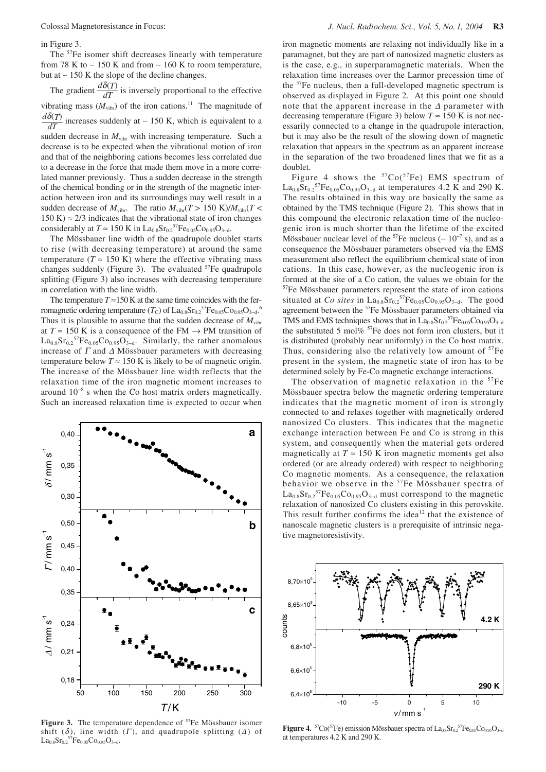in Figure 3.

The $^{57}$Fe isomer shift decreases linearly with temperature from 78 K to ~ 150 K and from ~ 160 K to room temperature, but at ~ 150 K the slope of the decline changes.

The gradient $\frac{d\delta(T)}{dT}$ is inversely proportional to the effective vibrating mass ($M_{vibr}$) of the iron cations.[11] The magnitude of $\frac{d\delta(T)}{dT}$ increases suddenly at ~ 150 K, which is equivalent to a sudden decrease in $M_{vibr}$ with increasing temperature. Such a decrease is to be expected when the vibrational motion of iron and that of the neighboring cations becomes less correlated due to a decrease in the force that made them move in a more correlated manner previously. Thus a sudden decrease in the strength of the chemical bonding or in the strength of the magnetic interaction between iron and its surroundings may well result in a sudden decrease of $M_{vibr}$. The ratio $M_{vibr}(T > 150\ \text{K})/M_{vibr}(T < 150\ \text{K}) \approx 2/3$ indicates that the vibrational state of iron changes considerably at $T \approx 150$ K in $La_{0.8}Sr_{0.2}{}^{57}Fe_{0.05}Co_{0.95}O_{3-d}$.

The Mössbauer line width of the quadrupole doublet starts to rise (with decreasing temperature) at around the same temperature ($T \approx 150$ K) where the effective vibrating mass changes suddenly (Figure 3). The evaluated $^{57}$Fe quadrupole splitting (Figure 3) also increases with decreasing temperature in correlation with the line width.

The temperature $T \approx 150$ K at the same time coincides with the ferromagnetic ordering temperature ($T_C$) of $La_{0.8}Sr_{0.2}{}^{57}Fe_{0.05}Co_{0.95}O_{3-d}$.[6] Thus it is plausible to assume that the sudden decrease of $M_{vibr}$ at $T \approx 150$ K is a consequence of the FM → PM transition of $La_{0.8}Sr_{0.2}{}^{57}Fe_{0.05}Co_{0.95}O_{3-d}$. Similarly, the rather anomalous increase of $\Gamma$ and $\Delta$ Mössbauer parameters with decreasing temperature below $T \approx 150$ K is likely to be of magnetic origin. The increase of the Mössbauer line width reflects that the relaxation time of the iron magnetic moment increases to around $10^{-8}$ s when the Co host matrix orders magnetically. Such an increased relaxation time is expected to occur when iron magnetic moments are relaxing not individually like in a paramagnet, but they are part of nanosized magnetic clusters as is the case, e.g., in superparamagnetic materials. When the relaxation time increases over the Larmor precession time of the $^{57}$Fe nucleus, then a full-developed magnetic spectrum is observed as displayed in Figure 2. At this point one should note that the apparent increase in the $\Delta$ parameter with decreasing temperature (Figure 3) below $T \approx 150$ K is not necessarily connected to a change in the quadrupole interaction, but it may also be the result of the slowing down of magnetic relaxation that appears in the spectrum as an apparent increase in the separation of the two broadened lines that we fit as a doublet.

**Figure 3.** The temperature dependence of $^{57}$Fe Mössbauer isomer shift ($\delta$), line width ($\Gamma$), and quadrupole splitting ($\Delta$) of $La_{0.8}Sr_{0.2}{}^{57}Fe_{0.05}Co_{0.95}O_{3-d}$.

Figure 4 shows the $^{57}$Co($^{57}$Fe) EMS spectrum of $La_{0.8}Sr_{0.2}{}^{57}Fe_{0.05}Co_{0.95}O_{3-d}$ at temperatures 4.2 K and 290 K. The results obtained in this way are basically the same as obtained by the TMS technique (Figure 2). This shows that in this compound the electronic relaxation time of the nucleogenic iron is much shorter than the lifetime of the excited Mössbauer nuclear level of the $^{57}$Fe nucleus (~ $10^{-7}$ s), and as a consequence the Mössbauer parameters observed via the EMS measurement also reflect the equilibrium chemical state of iron cations. In this case, however, as the nucleogenic iron is formed at the site of a Co cation, the values we obtain for the $^{57}$Fe Mössbauer parameters represent the state of iron cations situated at *Co sites* in $La_{0.8}Sr_{0.2}{}^{57}Fe_{0.05}Co_{0.95}O_{3-d}$. The good agreement between the $^{57}$Fe Mössbauer parameters obtained via TMS and EMS techniques shows that in $La_{0.8}Sr_{0.2}{}^{57}Fe_{0.05}Co_{0.95}O_{3-d}$ the substituted 5 mol% $^{57}$Fe does not form iron clusters, but it is distributed (probably near uniformly) in the Co host matrix. Thus, considering also the relatively low amount of $^{57}$Fe present in the system, the magnetic state of iron has to be determined solely by Fe-Co magnetic exchange interactions.

The observation of magnetic relaxation in the $^{57}$Fe Mössbauer spectra below the magnetic ordering temperature indicates that the magnetic moment of iron is strongly connected to and relaxes together with magnetically ordered nanosized Co clusters. This indicates that the magnetic exchange interaction between Fe and Co is strong in this system, and consequently when the material gets ordered magnetically at $T \approx 150$ K iron magnetic moments get also ordered (or are already ordered) with respect to neighboring Co magnetic moments. As a consequence, the relaxation behavior we observe in the $^{57}$Fe Mössbauer spectra of $La_{0.8}Sr_{0.2}{}^{57}Fe_{0.05}Co_{0.95}O_{3-d}$ must correspond to the magnetic relaxation of nanosized Co clusters existing in this perovskite. This result further confirms the idea[12] that the existence of nanoscale magnetic clusters is a prerequisite of intrinsic negative magnetoresistivity.

**Figure 4.** $^{57}$Co($^{57}$Fe) emission Mössbauer spectra of $La_{0.8}Sr_{0.2}{}^{57}Fe_{0.05}Co_{0.95}O_{3-d}$ at temperatures 4.2 K and 290 K.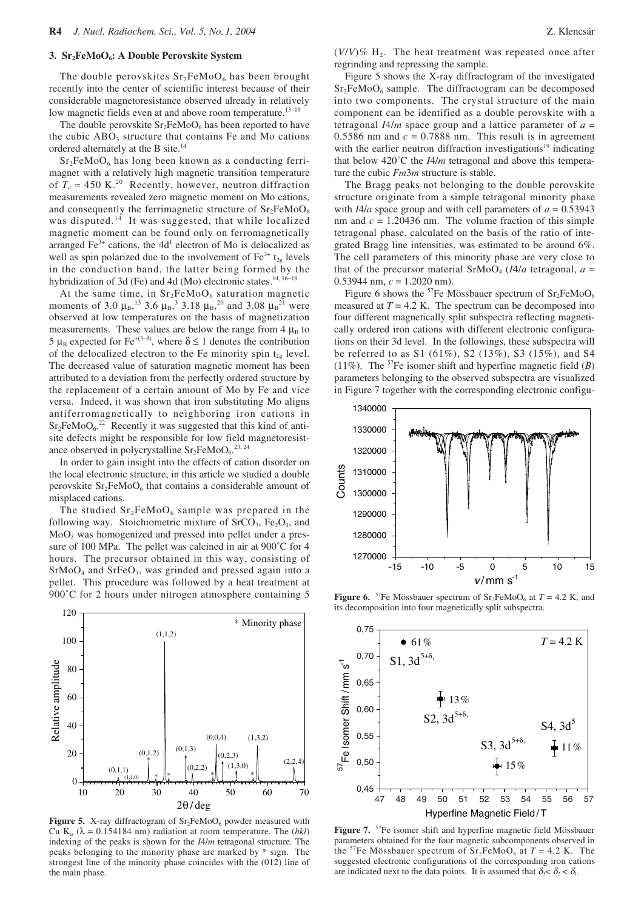### 3. $Sr_2FeMoO_6$: A Double Perovskite System

The double perovskites $Sr_2FeMoO_6$ has been brought recently into the center of scientific interest because of their considerable magnetoresistance observed already in relatively low magnetic fields even at and above room temperature.[13–19]

The double perovskite $Sr_2FeMoO_6$ has been reported to have the cubic $ABO_3$ structure that contains Fe and Mo cations ordered alternately at the B site.[14]

$Sr_2FeMoO_6$ has long been known as a conducting ferrimagnet with a relatively high magnetic transition temperature of $T_c \approx 450$ K.[20] Recently, however, neutron diffraction measurements revealed zero magnetic moment on Mo cations, and consequently the ferrimagnetic structure of $Sr_2FeMoO_6$ was disputed.[14] It was suggested, that while localized magnetic moment can be found only on ferromagnetically arranged $Fe^{3+}$ cations, the $4d^1$ electron of Mo is delocalized as well as spin polarized due to the involvement of the $Fe^{3+}$ $t_{2g}$ levels in the conduction band, the latter being formed by the hybridization of 3d (Fe) and 4d (Mo) electronic states.[14, 16–18]

At the same time, in $Sr_2FeMoO_6$ saturation magnetic moments of 3.0 $\mu_B$,[13] 3.6 $\mu_B$,[3] 3.18 $\mu_B$,[20] and 3.08 $\mu_B$[21] were observed at low temperatures on the basis of magnetization measurements. These values are below the range from 4 $\mu_B$ to 5 $\mu_B$ expected for $Fe^{+(3-\delta)}$, where $\delta \leq 1$ denotes the contribution of the delocalized electron to the Fe minority spin $t_{2g}$ level. The decreased value of saturation magnetic moment has been attributed to a deviation from the perfectly ordered structure by the replacement of a certain amount of Mo by Fe and vice versa. Indeed, it was shown that iron substituting Mo aligns antiferromagnetically to neighboring iron cations in $Sr_2FeMoO_6$.[22] Recently it was suggested that this kind of antisite defects might be responsible for low field magnetoresistance observed in polycrystalline $Sr_2FeMoO_6$.[23, 24]

In order to gain insight into the effects of cation disorder on the local electronic structure, in this article we studied a double perovskite $Sr_2FeMoO_6$ that contains a considerable amount of misplaced cations.

The studied $Sr_2FeMoO_6$ sample was prepared in the following way. Stoichiometric mixture of $SrCO_3$, $Fe_2O_3$, and $MoO_3$ was homogenized and pressed into pellet under a pressure of 100 MPa. The pellet was calcined in air at 900˚C for 4 hours. The precursor obtained in this way, consisting of $SrMoO_4$ and $SrFeO_3$, was grinded and pressed again into a pellet. This procedure was followed by a heat treatment at 900˚C for 2 hours under nitrogen atmosphere containing 5 $(V/V)\%$ $H_2$. The heat treatment was repeated once after regrinding and repressing the sample.

**Figure 5.** X-ray diffractogram of $Sr_2FeMoO_6$ powder measured with Cu $K_\alpha$ ($\lambda$ = 0.154184 nm) radiation at room temperature. The (*hkl*) indexing of the peaks is shown for the *I*4/*m* tetragonal structure. The peaks belonging to the minority phase are marked by * sign. The strongest line of the minority phase coincides with the (012) line of the main phase.

Figure 5 shows the X-ray diffractogram of the investigated $Sr_2FeMoO_6$ sample. The diffractogram can be decomposed into two components. The crystal structure of the main component can be identified as a double perovskite with a tetragonal *I*4/*m* space group and a lattice parameter of $a$ = 0.5586 nm and $c$ = 0.7888 nm. This result is in agreement with the earlier neutron diffraction investigations[19] indicating that below 420˚C the *I*4/*m* tetragonal and above this temperature the cubic *Fm*3*m* structure is stable.

The Bragg peaks not belonging to the double perovskite structure originate from a simple tetragonal minority phase with *I*4/*a* space group and with cell parameters of $a$ = 0.53943 nm and $c$ = 1.20436 nm. The volume fraction of this simple tetragonal phase, calculated on the basis of the ratio of integrated Bragg line intensities, was estimated to be around 6%. The cell parameters of this minority phase are very close to that of the precursor material $SrMoO_4$ (*I*4/*a* tetragonal, $a$ = 0.53944 nm, $c$ = 1.2020 nm).

Figure 6 shows the $^{57}$Fe Mössbauer spectrum of $Sr_2FeMoO_6$ measured at $T$ = 4.2 K. The spectrum can be decomposed into four different magnetically split subspectra reflecting magnetically ordered iron cations with different electronic configurations on their 3d level. In the followings, these subspectra will be referred to as S1 (61%), S2 (13%), S3 (15%), and S4 (11%). The $^{57}$Fe isomer shift and hyperfine magnetic field ($B$) parameters belonging to the observed subspectra are visualized in Figure 7 together with the corresponding electronic configu-

**Figure 6.** $^{57}$Fe Mössbauer spectrum of $Sr_2FeMoO_6$ at $T$ = 4.2 K, and its decomposition into four magnetically split subspectra.

**Figure 7.** $^{57}$Fe isomer shift and hyperfine magnetic field Mössbauer parameters obtained for the four magnetic subcomponents observed in the $^{57}$Fe Mössbauer spectrum of $Sr_2FeMoO_6$ at $T$ = 4.2 K. The suggested electronic configurations of the corresponding iron cations are indicated next to the data points. It is assumed that $\delta_3 < \delta_2 < \delta_1$.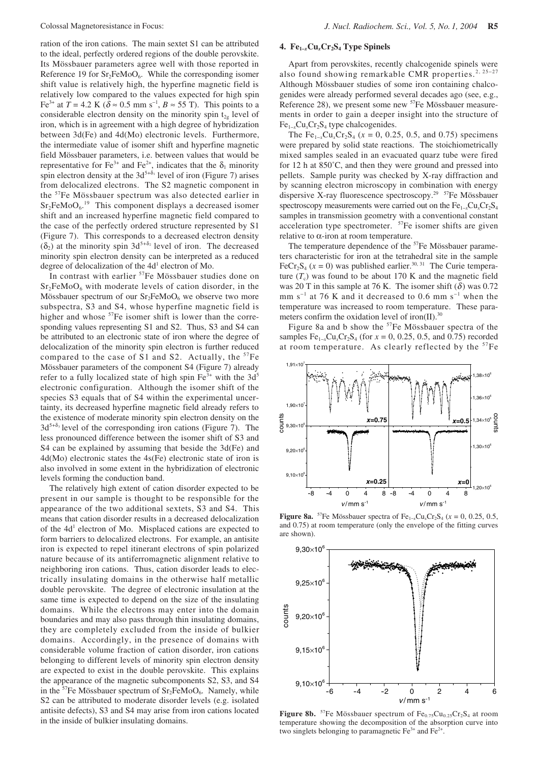ration of the iron cations. The main sextet S1 can be attributed to the ideal, perfectly ordered regions of the double perovskite. Its Mössbauer parameters agree well with those reported in Reference 19 for $Sr_2FeMoO_6$. While the corresponding isomer shift value is relatively high, the hyperfine magnetic field is relatively low compared to the values expected for high spin $Fe^{3+}$ at $T = 4.2$ K ($\delta \approx 0.5$ mm s$^{-1}$, $B \approx 55$ T). This points to a considerable electron density on the minority spin $t_{2g}$ level of iron, which is in agreement with a high degree of hybridization between 3d(Fe) and 4d(Mo) electronic levels. Furthermore, the intermediate value of isomer shift and hyperfine magnetic field Mössbauer parameters, i.e. between values that would be representative for $Fe^{3+}$ and $Fe^{2+}$, indicates that the $\delta_1$ minority spin electron density at the $3d^{5+\delta_1}$ level of iron (Figure 7) arises from delocalized electrons. The S2 magnetic component in the $^{57}$Fe Mössbauer spectrum was also detected earlier in $Sr_2FeMoO_6$.[19] This component displays a decreased isomer shift and an increased hyperfine magnetic field compared to the case of the perfectly ordered structure represented by S1 (Figure 7). This corresponds to a decreased electron density ($\delta_2$) at the minority spin $3d^{5+\delta_2}$ level of iron. The decreased minority spin electron density can be interpreted as a reduced degree of delocalization of the $4d^1$ electron of Mo.

In contrast with earlier $^{57}$Fe Mössbauer studies done on $Sr_2FeMoO_6$ with moderate levels of cation disorder, in the Mössbauer spectrum of our $Sr_2FeMoO_6$ we observe two more subspectra, S3 and S4, whose hyperfine magnetic field is higher and whose $^{57}$Fe isomer shift is lower than the corresponding values representing S1 and S2. Thus, S3 and S4 can be attributed to an electronic state of iron where the degree of delocalization of the minority spin electron is further reduced compared to the case of S1 and S2. Actually, the $^{57}$Fe Mössbauer parameters of the component S4 (Figure 7) already refer to a fully localized state of high spin $Fe^{3+}$ with the $3d^5$ electronic configuration. Although the isomer shift of the species S3 equals that of S4 within the experimental uncertainty, its decreased hyperfine magnetic field already refers to the existence of moderate minority spin electron density on the $3d^{5+\delta_3}$ level of the corresponding iron cations (Figure 7). The less pronounced difference between the isomer shift of S3 and S4 can be explained by assuming that beside the 3d(Fe) and 4d(Mo) electronic states the 4s(Fe) electronic state of iron is also involved in some extent in the hybridization of electronic levels forming the conduction band.

The relatively high extent of cation disorder expected to be present in our sample is thought to be responsible for the appearance of the two additional sextets, S3 and S4. This means that cation disorder results in a decreased delocalization of the $4d^1$ electron of Mo. Misplaced cations are expected to form barriers to delocalized electrons. For example, an antisite iron is expected to repel itinerant electrons of spin polarized nature because of its antiferromagnetic alignment relative to neighboring iron cations. Thus, cation disorder leads to electrically insulating domains in the otherwise half metallic double perovskite. The degree of electronic insulation at the same time is expected to depend on the size of the insulating domains. While the electrons may enter into the domain boundaries and may also pass through thin insulating domains, they are completely excluded from the inside of bulkier domains. Accordingly, in the presence of domains with considerable volume fraction of cation disorder, iron cations belonging to different levels of minority spin electron density are expected to exist in the double perovskite. This explains the appearance of the magnetic subcomponents S2, S3, and S4 in the $^{57}$Fe Mössbauer spectrum of $Sr_2FeMoO_6$. Namely, while S2 can be attributed to moderate disorder levels (e.g. isolated antisite defects), S3 and S4 may arise from iron cations located in the inside of bulkier insulating domains.

## 4. $Fe_{1-x}Cu_xCr_2S_4$ Type Spinels

Apart from perovskites, recently chalcogenide spinels were also found showing remarkable CMR properties.[2, 25–27] Although Mössbauer studies of some iron containing chalcogenides were already performed several decades ago (see, e.g., Reference 28), we present some new $^{57}$Fe Mössbauer measurements in order to gain a deeper insight into the structure of $Fe_{1-x}Cu_xCr_2S_4$ type chalcogenides.

The $Fe_{1-x}Cu_xCr_2S_4$ ($x$ = 0, 0.25, 0.5, and 0.75) specimens were prepared by solid state reactions. The stoichiometrically mixed samples sealed in an evacuated quarz tube were fired for 12 h at 850˚C, and then they were ground and pressed into pellets. Sample purity was checked by X-ray diffraction and by scanning electron microscopy in combination with energy dispersive X-ray fluorescence spectroscopy.[29] $^{57}$Fe Mössbauer spectroscopy measurements were carried out on the $Fe_{1-x}Cu_xCr_2S_4$ samples in transmission geometry with a conventional constant acceleration type spectrometer. $^{57}$Fe isomer shifts are given relative to α-iron at room temperature.

The temperature dependence of the $^{57}$Fe Mössbauer parameters characteristic for iron at the tetrahedral site in the sample $FeCr_2S_4$ ($x$ = 0) was published earlier.[30, 31] The Curie temperature ($T_c$) was found to be about 170 K and the magnetic field was 20 T in this sample at 76 K. The isomer shift ($\delta$) was 0.72 mm s$^{-1}$ at 76 K and it decreased to 0.6 mm s$^{-1}$ when the temperature was increased to room temperature. These parameters confirm the oxidation level of iron(II).[30]

Figure 8a and b show the $^{57}$Fe Mössbauer spectra of the samples $Fe_{1-x}Cu_xCr_2S_4$ (for $x$ = 0, 0.25, 0.5, and 0.75) recorded at room temperature. As clearly reflected by the $^{57}$Fe

**Figure 8a.** $^{57}$Fe Mössbauer spectra of $Fe_{1-x}Cu_xCr_2S_4$ ($x$ = 0, 0.25, 0.5, and 0.75) at room temperature (only the envelope of the fitting curves are shown).

**Figure 8b.** $^{57}$Fe Mössbauer spectrum of $Fe_{0.75}Cu_{0.25}Cr_2S_4$ at room temperature showing the decomposition of the absorption curve into two singlets belonging to paramagnetic $Fe^{3+}$ and $Fe^{2+}$.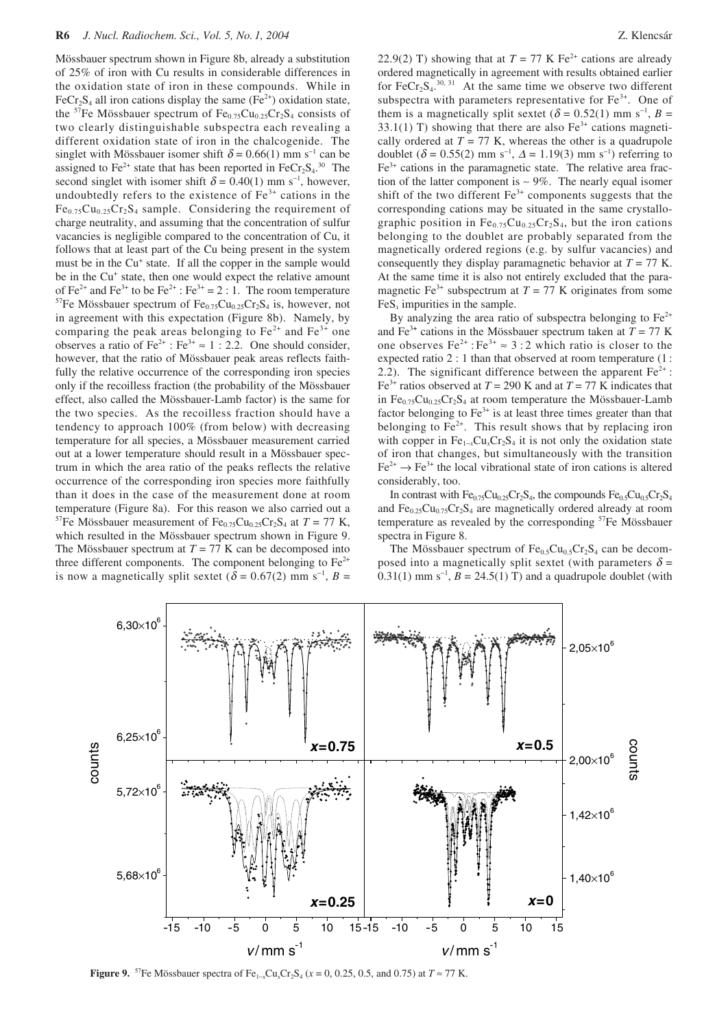Mössbauer spectrum shown in Figure 8b, already a substitution of 25% of iron with Cu results in considerable differences in the oxidation state of iron in these compounds. While in $FeCr_2S_4$ all iron cations display the same ($Fe^{2+}$) oxidation state, the $^{57}Fe$ Mössbauer spectrum of $Fe_{0.75}Cu_{0.25}Cr_2S_4$ consists of two clearly distinguishable subspectra each revealing a different oxidation state of iron in the chalcogenide. The singlet with Mössbauer isomer shift $\delta = 0.66(1)$ mm s$^{-1}$ can be assigned to $Fe^{2+}$ state that has been reported in $FeCr_2S_4$.[30] The second singlet with isomer shift $\delta = 0.40(1)$ mm s$^{-1}$, however, undoubtedly refers to the existence of $Fe^{3+}$ cations in the $Fe_{0.75}Cu_{0.25}Cr_2S_4$ sample. Considering the requirement of charge neutrality, and assuming that the concentration of sulfur vacancies is negligible compared to the concentration of Cu, it follows that at least part of the Cu being present in the system must be in the $Cu^+$ state. If all the copper in the sample would be in the $Cu^+$ state, then one would expect the relative amount of $Fe^{2+}$ and $Fe^{3+}$ to be $Fe^{2+} : Fe^{3+} = 2 : 1$. The room temperature $^{57}Fe$ Mössbauer spectrum of $Fe_{0.75}Cu_{0.25}Cr_2S_4$ is, however, not in agreement with this expectation (Figure 8b). Namely, by comparing the peak areas belonging to $Fe^{2+}$ and $Fe^{3+}$ one observes a ratio of $Fe^{2+} : Fe^{3+} \approx 1 : 2.2$. One should consider, however, that the ratio of Mössbauer peak areas reflects faithfully the relative occurrence of the corresponding iron species only if the recoilless fraction (the probability of the Mössbauer effect, also called the Mössbauer-Lamb factor) is the same for the two species. As the recoilless fraction should have a tendency to approach 100% (from below) with decreasing temperature for all species, a Mössbauer measurement carried out at a lower temperature should result in a Mössbauer spectrum in which the area ratio of the peaks reflects the relative occurrence of the corresponding iron species more faithfully than it does in the case of the measurement done at room temperature (Figure 8a). For this reason we also carried out a $^{57}Fe$ Mössbauer measurement of $Fe_{0.75}Cu_{0.25}Cr_2S_4$ at $T = 77$ K, which resulted in the Mössbauer spectrum shown in Figure 9. The Mössbauer spectrum at $T = 77$ K can be decomposed into three different components. The component belonging to $Fe^{2+}$ is now a magnetically split sextet ($\delta = 0.67(2)$ mm s$^{-1}$, $B$ = 22.9(2) T) showing that at $T = 77$ K $Fe^{2+}$ cations are already ordered magnetically in agreement with results obtained earlier for $FeCr_2S_4$.[30, 31] At the same time we observe two different subspectra with parameters representative for $Fe^{3+}$. One of them is a magnetically split sextet ($\delta = 0.52(1)$ mm s$^{-1}$, $B$ = 33.1(1) T) showing that there are also $Fe^{3+}$ cations magnetically ordered at $T = 77$ K, whereas the other is a quadrupole doublet ($\delta = 0.55(2)$ mm s$^{-1}$, $\Delta = 1.19(3)$ mm s$^{-1}$) referring to $Fe^{3+}$ cations in the paramagnetic state. The relative area fraction of the latter component is ~ 9%. The nearly equal isomer shift of the two different $Fe^{3+}$ components suggests that the corresponding cations may be situated in the same crystallographic position in $Fe_{0.75}Cu_{0.25}Cr_2S_4$, but the iron cations belonging to the doublet are probably separated from the magnetically ordered regions (e.g. by sulfur vacancies) and consequently they display paramagnetic behavior at $T = 77$ K. At the same time it is also not entirely excluded that the paramagnetic $Fe^{3+}$ subspectrum at $T = 77$ K originates from some $FeS_x$ impurities in the sample.

By analyzing the area ratio of subspectra belonging to $Fe^{2+}$ and $Fe^{3+}$ cations in the Mössbauer spectrum taken at $T = 77$ K one observes $Fe^{2+} : Fe^{3+} \approx 3 : 2$ which ratio is closer to the expected ratio 2 : 1 than that observed at room temperature (1 : 2.2). The significant difference between the apparent $Fe^{2+}$ : $Fe^{3+}$ ratios observed at $T = 290$ K and at $T = 77$ K indicates that in $Fe_{0.75}Cu_{0.25}Cr_2S_4$ at room temperature the Mössbauer-Lamb factor belonging to $Fe^{3+}$ is at least three times greater than that belonging to $Fe^{2+}$. This result shows that by replacing iron with copper in $Fe_{1-x}Cu_xCr_2S_4$ it is not only the oxidation state of iron that changes, but simultaneously with the transition $Fe^{2+} \rightarrow Fe^{3+}$ the local vibrational state of iron cations is altered considerably, too.

In contrast with $Fe_{0.75}Cu_{0.25}Cr_2S_4$, the compounds $Fe_{0.5}Cu_{0.5}Cr_2S_4$ and $Fe_{0.25}Cu_{0.75}Cr_2S_4$ are magnetically ordered already at room temperature as revealed by the corresponding $^{57}Fe$ Mössbauer spectra in Figure 8.

The Mössbauer spectrum of $Fe_{0.5}Cu_{0.5}Cr_2S_4$ can be decomposed into a magnetically split sextet (with parameters $\delta$ = 0.31(1) mm s$^{-1}$, $B$ = 24.5(1) T) and a quadrupole doublet (with

**Figure 9.** $^{57}Fe$ Mössbauer spectra of $Fe_{1-x}Cu_xCr_2S_4$ ($x$ = 0, 0.25, 0.5, and 0.75) at $T \approx 77$ K.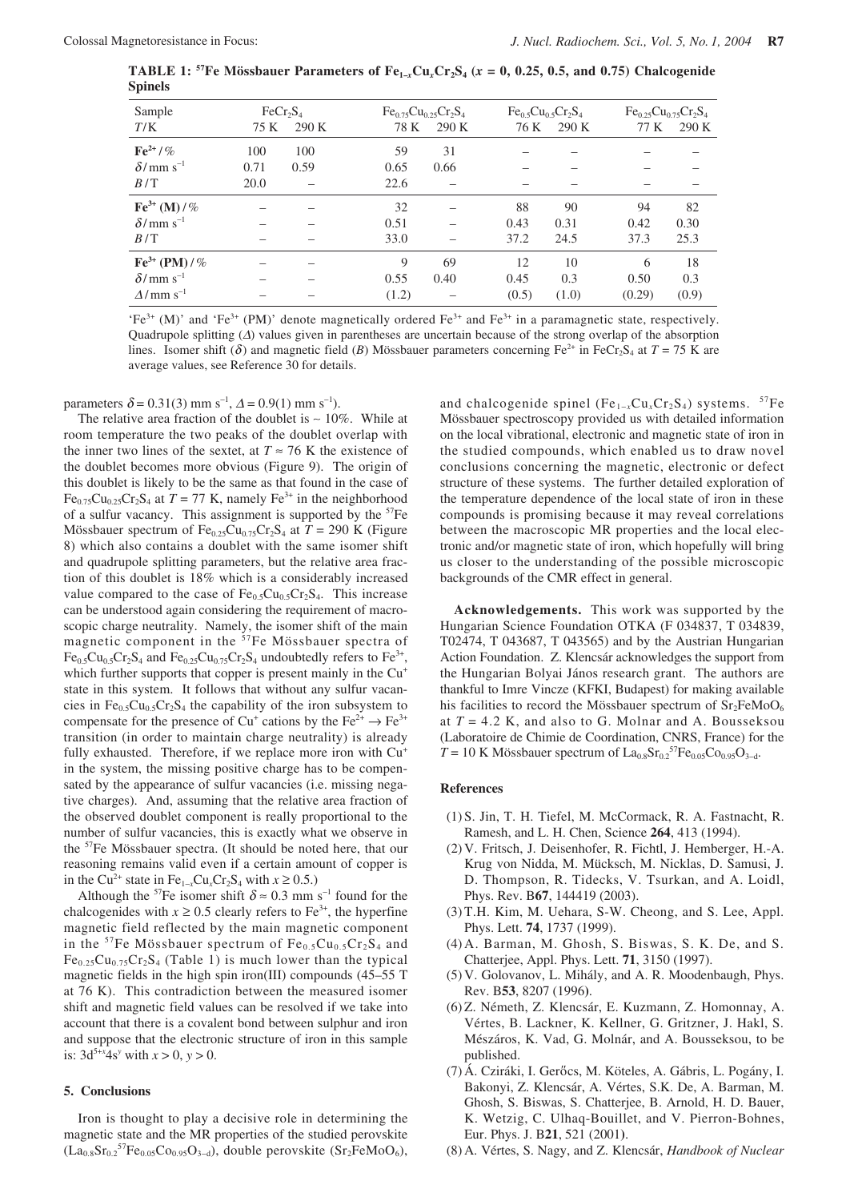**TABLE 1: $^{57}$Fe Mössbauer Parameters of $Fe_{1-x}Cu_xCr_2S_4$ ($x$ = 0, 0.25, 0.5, and 0.75) Chalcogenide Spinels**

| Sample | $FeCr_2S_4$ | | $Fe_{0.75}Cu_{0.25}Cr_2S_4$ | | $Fe_{0.5}Cu_{0.5}Cr_2S_4$ | | $Fe_{0.25}Cu_{0.75}Cr_2S_4$ | |
|---|---|---|---|---|---|---|---|---|
| $T$/K | 75 K | 290 K | 78 K | 290 K | 76 K | 290 K | 77 K | 290 K |
| **$Fe^{2+}$ / %** | 100 | 100 | 59 | 31 | – | – | – | – |
| $\delta$/ mm s$^{-1}$ | 0.71 | 0.59 | 0.65 | 0.66 | – | – | – | – |
| $B$/T | 20.0 | – | 22.6 | – | – | – | – | – |
| **$Fe^{3+}$ (M) / %** | – | – | 32 | – | 88 | 90 | 94 | 82 |
| $\delta$/ mm s$^{-1}$ | – | – | 0.51 | – | 0.43 | 0.31 | 0.42 | 0.30 |
| $B$/T | – | – | 33.0 | – | 37.2 | 24.5 | 37.3 | 25.3 |
| **$Fe^{3+}$ (PM) / %** | – | – | 9 | 69 | 12 | 10 | 6 | 18 |
| $\delta$/ mm s$^{-1}$ | – | – | 0.55 | 0.40 | 0.45 | 0.3 | 0.50 | 0.3 |
| $\Delta$/ mm s$^{-1}$ | – | – | (1.2) | – | (0.5) | (1.0) | (0.29) | (0.9) |

'$Fe^{3+}$ (M)' and '$Fe^{3+}$ (PM)' denote magnetically ordered $Fe^{3+}$ and $Fe^{3+}$ in a paramagnetic state, respectively. Quadrupole splitting ($\Delta$) values given in parentheses are uncertain because of the strong overlap of the absorption lines. Isomer shift ($\delta$) and magnetic field ($B$) Mössbauer parameters concerning $Fe^{2+}$ in $FeCr_2S_4$ at $T$ = 75 K are average values, see Reference 30 for details.

parameters $\delta$ = 0.31(3) mm s$^{-1}$, $\Delta$ = 0.9(1) mm s$^{-1}$).

The relative area fraction of the doublet is ~ 10%. While at room temperature the two peaks of the doublet overlap with the inner two lines of the sextet, at $T \approx 76$ K the existence of the doublet becomes more obvious (Figure 9). The origin of this doublet is likely to be the same as that found in the case of $Fe_{0.75}Cu_{0.25}Cr_2S_4$ at $T$ = 77 K, namely $Fe^{3+}$ in the neighborhood of a sulfur vacancy. This assignment is supported by the $^{57}$Fe Mössbauer spectrum of $Fe_{0.25}Cu_{0.75}Cr_2S_4$ at $T$ = 290 K (Figure 8) which also contains a doublet with the same isomer shift and quadrupole splitting parameters, but the relative area fraction of this doublet is 18% which is a considerably increased value compared to the case of $Fe_{0.5}Cu_{0.5}Cr_2S_4$. This increase can be understood again considering the requirement of macroscopic charge neutrality. Namely, the isomer shift of the main magnetic component in the $^{57}$Fe Mössbauer spectra of $Fe_{0.5}Cu_{0.5}Cr_2S_4$ and $Fe_{0.25}Cu_{0.75}Cr_2S_4$ undoubtedly refers to $Fe^{3+}$, which further supports that copper is present mainly in the $Cu^+$ state in this system. It follows that without any sulfur vacancies in $Fe_{0.5}Cu_{0.5}Cr_2S_4$ the capability of the iron subsystem to compensate for the presence of $Cu^+$ cations by the $Fe^{2+} \rightarrow Fe^{3+}$ transition (in order to maintain charge neutrality) is already fully exhausted. Therefore, if we replace more iron with $Cu^+$ in the system, the missing positive charge has to be compensated by the appearance of sulfur vacancies (i.e. missing negative charges). And, assuming that the relative area fraction of the observed doublet component is really proportional to the number of sulfur vacancies, this is exactly what we observe in the $^{57}$Fe Mössbauer spectra. (It should be noted here, that our reasoning remains valid even if a certain amount of copper is in the $Cu^{2+}$ state in $Fe_{1-x}Cu_xCr_2S_4$ with $x \geq 0.5$.)

Although the $^{57}$Fe isomer shift $\delta \approx 0.3$ mm s$^{-1}$ found for the chalcogenides with $x \geq 0.5$ clearly refers to $Fe^{3+}$, the hyperfine magnetic field reflected by the main magnetic component in the $^{57}$Fe Mössbauer spectrum of $Fe_{0.5}Cu_{0.5}Cr_2S_4$ and $Fe_{0.25}Cu_{0.75}Cr_2S_4$ (Table 1) is much lower than the typical magnetic fields in the high spin iron(III) compounds (45–55 T at 76 K). This contradiction between the measured isomer shift and magnetic field values can be resolved if we take into account that there is a covalent bond between sulphur and iron and suppose that the electronic structure of iron in this sample is: $3d^{5+x}4s^y$ with $x > 0$, $y > 0$.

## 5. Conclusions

Iron is thought to play a decisive role in determining the magnetic state and the MR properties of the studied perovskite ($La_{0.8}Sr_{0.2}{}^{57}Fe_{0.05}Co_{0.95}O_{3-d}$), double perovskite ($Sr_2FeMoO_6$), and chalcogenide spinel ($Fe_{1-x}Cu_xCr_2S_4$) systems. $^{57}$Fe Mössbauer spectroscopy provided us with detailed information on the local vibrational, electronic and magnetic state of iron in the studied compounds, which enabled us to draw novel conclusions concerning the magnetic, electronic or defect structure of these systems. The further detailed exploration of the temperature dependence of the local state of iron in these compounds is promising because it may reveal correlations between the macroscopic MR properties and the local electronic and/or magnetic state of iron, which hopefully will bring us closer to the understanding of the possible microscopic backgrounds of the CMR effect in general.

**Acknowledgements.** This work was supported by the Hungarian Science Foundation OTKA (F 034837, T 034839, T02474, T 043687, T 043565) and by the Austrian Hungarian Action Foundation. Z. Klencsár acknowledges the support from the Hungarian Bolyai János research grant. The authors are thankful to Imre Vincze (KFKI, Budapest) for making available his facilities to record the Mössbauer spectrum of $Sr_2FeMoO_6$ at $T$ = 4.2 K, and also to G. Molnar and A. Bousseksou (Laboratoire de Chimie de Coordination, CNRS, France) for the $T$ = 10 K Mössbauer spectrum of $La_{0.8}Sr_{0.2}{}^{57}Fe_{0.05}Co_{0.95}O_{3-d}$.

## References

(1) S. Jin, T. H. Tiefel, M. McCormack, R. A. Fastnacht, R. Ramesh, and L. H. Chen, Science **264**, 413 (1994).

(2) V. Fritsch, J. Deisenhofer, R. Fichtl, J. Hemberger, H.-A. Krug von Nidda, M. Mücksch, M. Nicklas, D. Samusi, J. D. Thompson, R. Tidecks, V. Tsurkan, and A. Loidl, Phys. Rev. B**67**, 144419 (2003).

(3) T.H. Kim, M. Uehara, S-W. Cheong, and S. Lee, Appl. Phys. Lett. **74**, 1737 (1999).

(4) A. Barman, M. Ghosh, S. Biswas, S. K. De, and S. Chatterjee, Appl. Phys. Lett. **71**, 3150 (1997).

(5) V. Golovanov, L. Mihály, and A. R. Moodenbaugh, Phys. Rev. B**53**, 8207 (1996).

(6) Z. Németh, Z. Klencsár, E. Kuzmann, Z. Homonnay, A. Vértes, B. Lackner, K. Kellner, G. Gritzner, J. Hakl, S. Mészáros, K. Vad, G. Molnár, and A. Bousseksou, to be published.

(7) Á. Cziráki, I. Gerőcs, M. Köteles, A. Gábris, L. Pogány, I. Bakonyi, Z. Klencsár, A. Vértes, S.K. De, A. Barman, M. Ghosh, S. Biswas, S. Chatterjee, B. Arnold, H. D. Bauer, K. Wetzig, C. Ulhaq-Bouillet, and V. Pierron-Bohnes, Eur. Phys. J. B**21**, 521 (2001).

(8) A. Vértes, S. Nagy, and Z. Klencsár, *Handbook of Nuclear*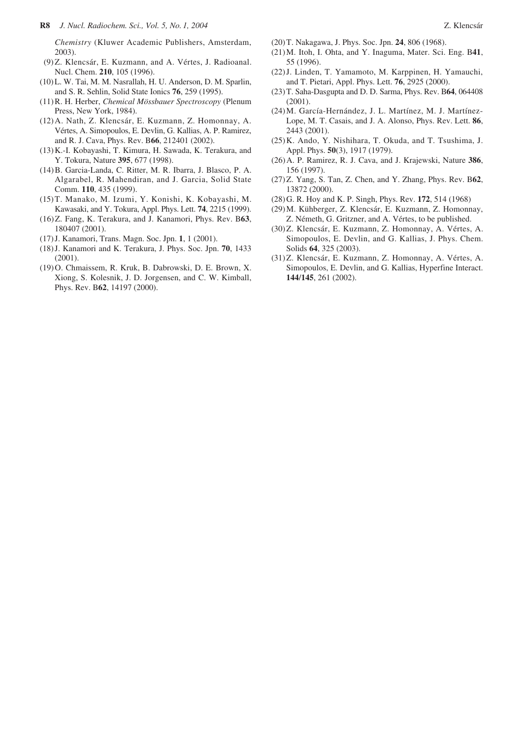*Chemistry* (Kluwer Academic Publishers, Amsterdam, 2003).

(9) Z. Klencsár, E. Kuzmann, and A. Vértes, J. Radioanal. Nucl. Chem. **210**, 105 (1996).

(10) L. W. Tai, M. M. Nasrallah, H. U. Anderson, D. M. Sparlin, and S. R. Sehlin, Solid State Ionics **76**, 259 (1995).

(11) R. H. Herber, *Chemical Mössbauer Spectroscopy* (Plenum Press, New York, 1984).

(12) A. Nath, Z. Klencsár, E. Kuzmann, Z. Homonnay, A. Vértes, A. Simopoulos, E. Devlin, G. Kallias, A. P. Ramirez, and R. J. Cava, Phys. Rev. B**66**, 212401 (2002).

(13) K.-I. Kobayashi, T. Kimura, H. Sawada, K. Terakura, and Y. Tokura, Nature **395**, 677 (1998).

(14) B. Garcia-Landa, C. Ritter, M. R. Ibarra, J. Blasco, P. A. Algarabel, R. Mahendiran, and J. Garcia, Solid State Comm. **110**, 435 (1999).

(15) T. Manako, M. Izumi, Y. Konishi, K. Kobayashi, M. Kawasaki, and Y. Tokura, Appl. Phys. Lett. **74**, 2215 (1999).

(16) Z. Fang, K. Terakura, and J. Kanamori, Phys. Rev. B**63**, 180407 (2001).

(17) J. Kanamori, Trans. Magn. Soc. Jpn. **1**, 1 (2001).

(18) J. Kanamori and K. Terakura, J. Phys. Soc. Jpn. **70**, 1433 (2001).

(19) O. Chmaissem, R. Kruk, B. Dabrowski, D. E. Brown, X. Xiong, S. Kolesnik, J. D. Jorgensen, and C. W. Kimball, Phys. Rev. B**62**, 14197 (2000).

(20) T. Nakagawa, J. Phys. Soc. Jpn. **24**, 806 (1968).

(21) M. Itoh, I. Ohta, and Y. Inaguma, Mater. Sci. Eng. B**41**, 55 (1996).

(22) J. Linden, T. Yamamoto, M. Karppinen, H. Yamauchi, and T. Pietari, Appl. Phys. Lett. **76**, 2925 (2000).

(23) T. Saha-Dasgupta and D. D. Sarma, Phys. Rev. B**64**, 064408 (2001).

(24) M. García-Hernández, J. L. Martínez, M. J. Martínez-Lope, M. T. Casais, and J. A. Alonso, Phys. Rev. Lett. **86**, 2443 (2001).

(25) K. Ando, Y. Nishihara, T. Okuda, and T. Tsushima, J. Appl. Phys. **50**(3), 1917 (1979).

(26) A. P. Ramirez, R. J. Cava, and J. Krajewski, Nature **386**, 156 (1997).

(27) Z. Yang, S. Tan, Z. Chen, and Y. Zhang, Phys. Rev. B**62**, 13872 (2000).

(28) G. R. Hoy and K. P. Singh, Phys. Rev. **172**, 514 (1968)

(29) M. Kühberger, Z. Klencsár, E. Kuzmann, Z. Homonnay, Z. Németh, G. Gritzner, and A. Vértes, to be published.

(30) Z. Klencsár, E. Kuzmann, Z. Homonnay, A. Vértes, A. Simopoulos, E. Devlin, and G. Kallias, J. Phys. Chem. Solids **64**, 325 (2003).

(31) Z. Klencsár, E. Kuzmann, Z. Homonnay, A. Vértes, A. Simopoulos, E. Devlin, and G. Kallias, Hyperfine Interact. **144/145**, 261 (2002).